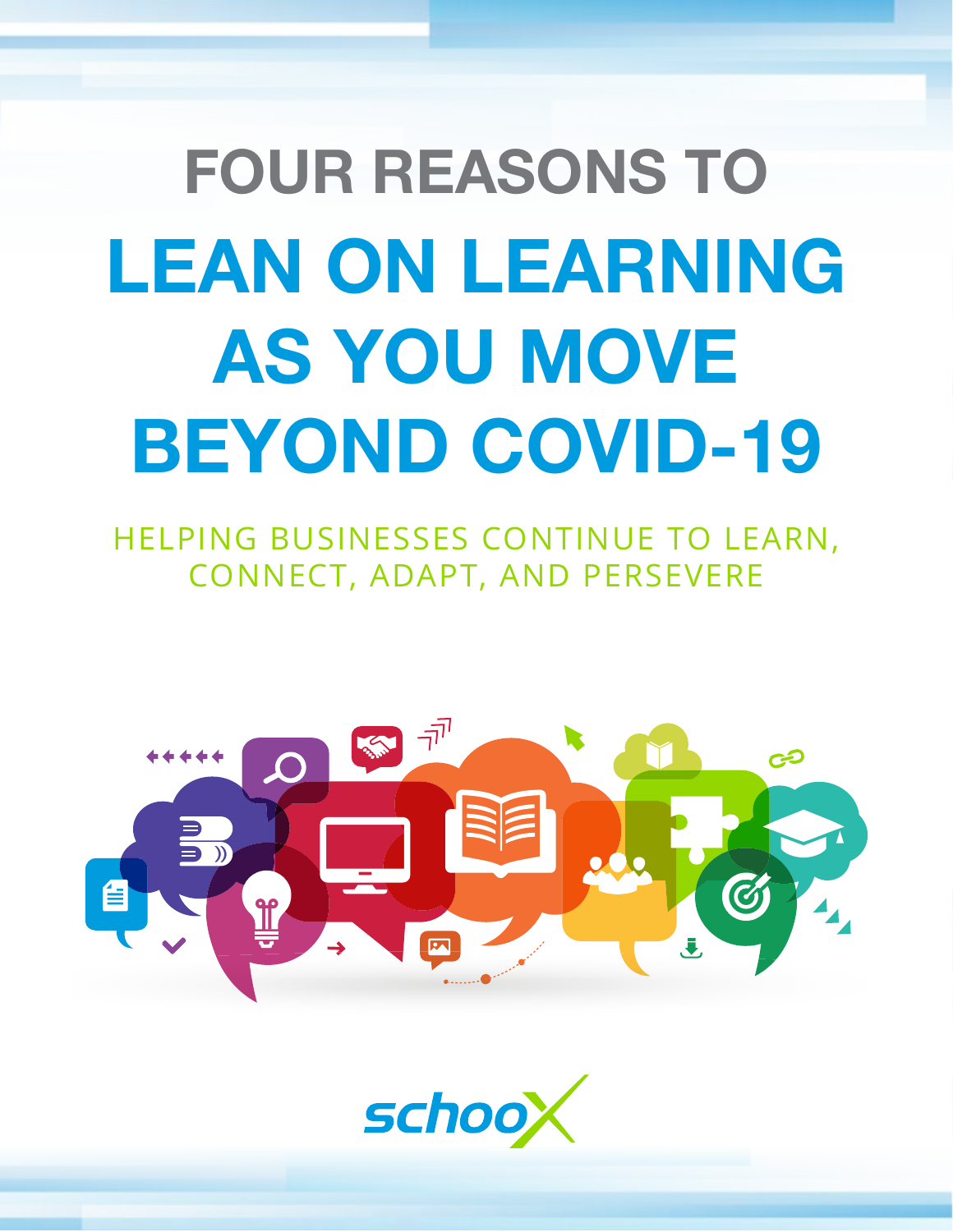# FOUR REASONS TO LEAN ON LEARNING AS YOU MOVE BEYOND COVID-19

HELPING BUSINESSES CONTINUE TO LEARN, CONNECT, ADAPT, AND PERSEVERE

schooX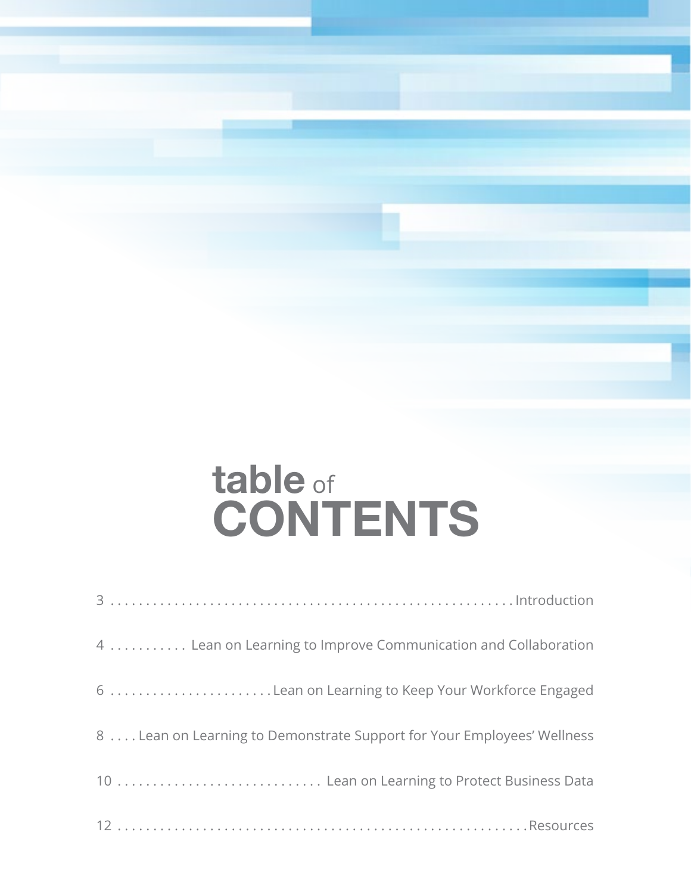# table of CONTENTS

3 . . . . . . . . . . . . . . . . . . . . . . . . . . . . . . . . . . . . . . . . . . . . . . . . . . . . . Introduction

4 . . . . . . . . . . . Lean on Learning to Improve Communication and Collaboration

6 . . . . . . . . . . . . . . . . . . . . . . . Lean on Learning to Keep Your Workforce Engaged

8 . . . . Lean on Learning to Demonstrate Support for Your Employees' Wellness

10 . . . . . . . . . . . . . . . . . . . . . . . . . . . . . Lean on Learning to Protect Business Data

12 . . . . . . . . . . . . . . . . . . . . . . . . . . . . . . . . . . . . . . . . . . . . . . . . . . . . . . Resources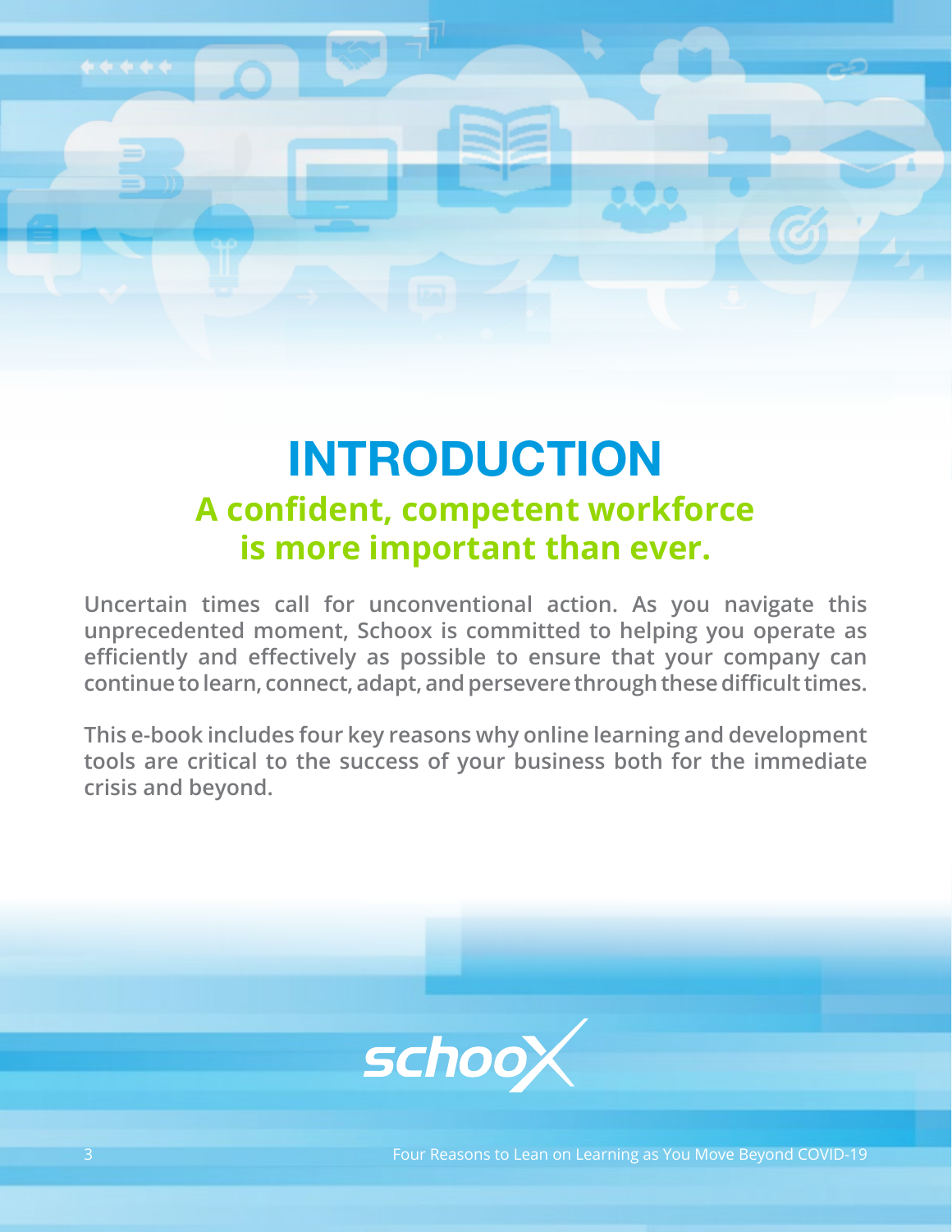# INTRODUCTION

## A confident, competent workforce is more important than ever.

**Uncertain times call for unconventional action. As you navigate this unprecedented moment, Schoox is committed to helping you operate as efficiently and effectively as possible to ensure that your company can continue to learn, connect, adapt, and persevere through these difficult times.**

**This e-book includes four key reasons why online learning and development tools are critical to the success of your business both for the immediate crisis and beyond.**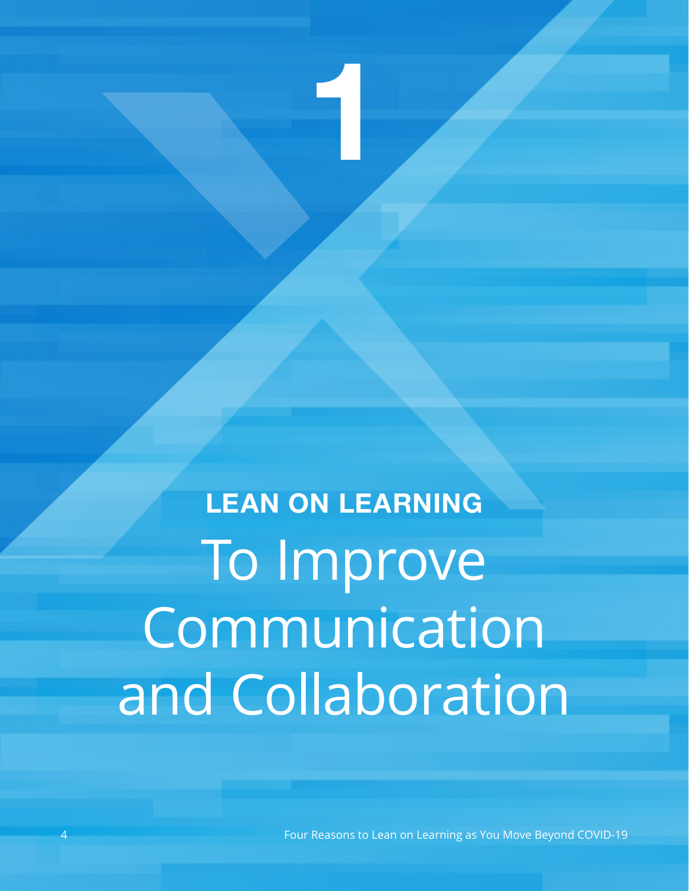# 1

## LEAN ON LEARNING

# To Improve Communication and Collaboration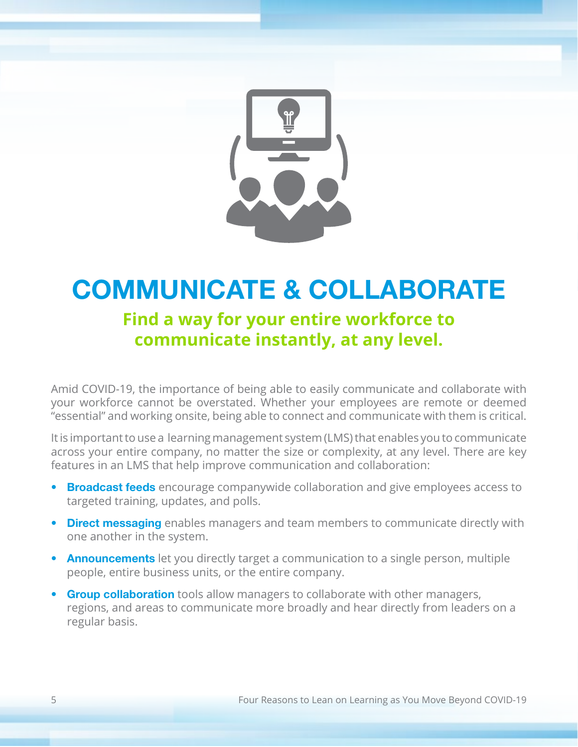# COMMUNICATE & COLLABORATE

## Find a way for your entire workforce to communicate instantly, at any level.

Amid COVID-19, the importance of being able to easily communicate and collaborate with your workforce cannot be overstated. Whether your employees are remote or deemed "essential" and working onsite, being able to connect and communicate with them is critical.

It is important to use a learning management system (LMS) that enables you to communicate across your entire company, no matter the size or complexity, at any level. There are key features in an LMS that help improve communication and collaboration:

- **Broadcast feeds** encourage companywide collaboration and give employees access to targeted training, updates, and polls.
- **Direct messaging** enables managers and team members to communicate directly with one another in the system.
- **Announcements** let you directly target a communication to a single person, multiple people, entire business units, or the entire company.
- **Group collaboration** tools allow managers to collaborate with other managers, regions, and areas to communicate more broadly and hear directly from leaders on a regular basis.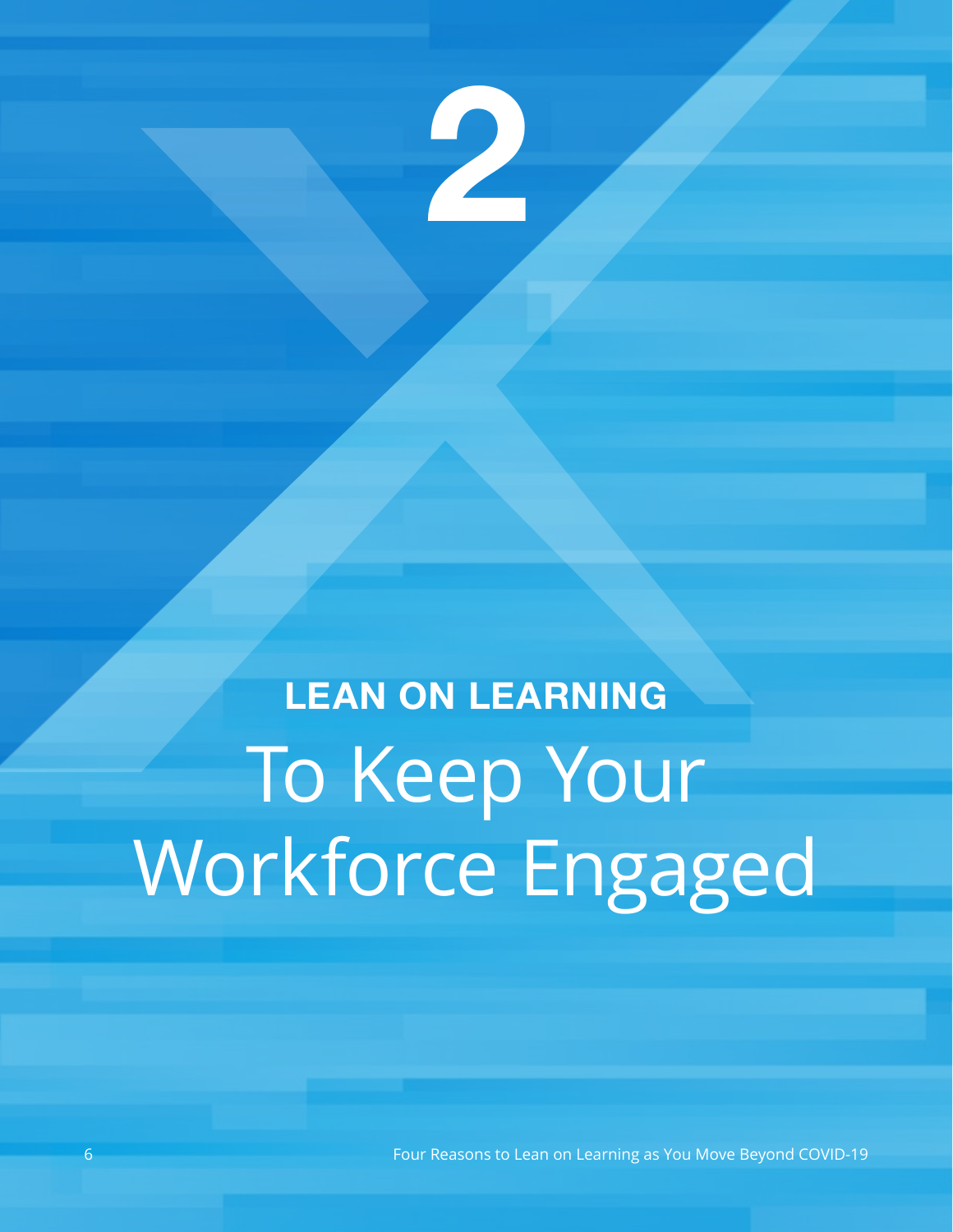# 2

## LEAN ON LEARNING

# To Keep Your Workforce Engaged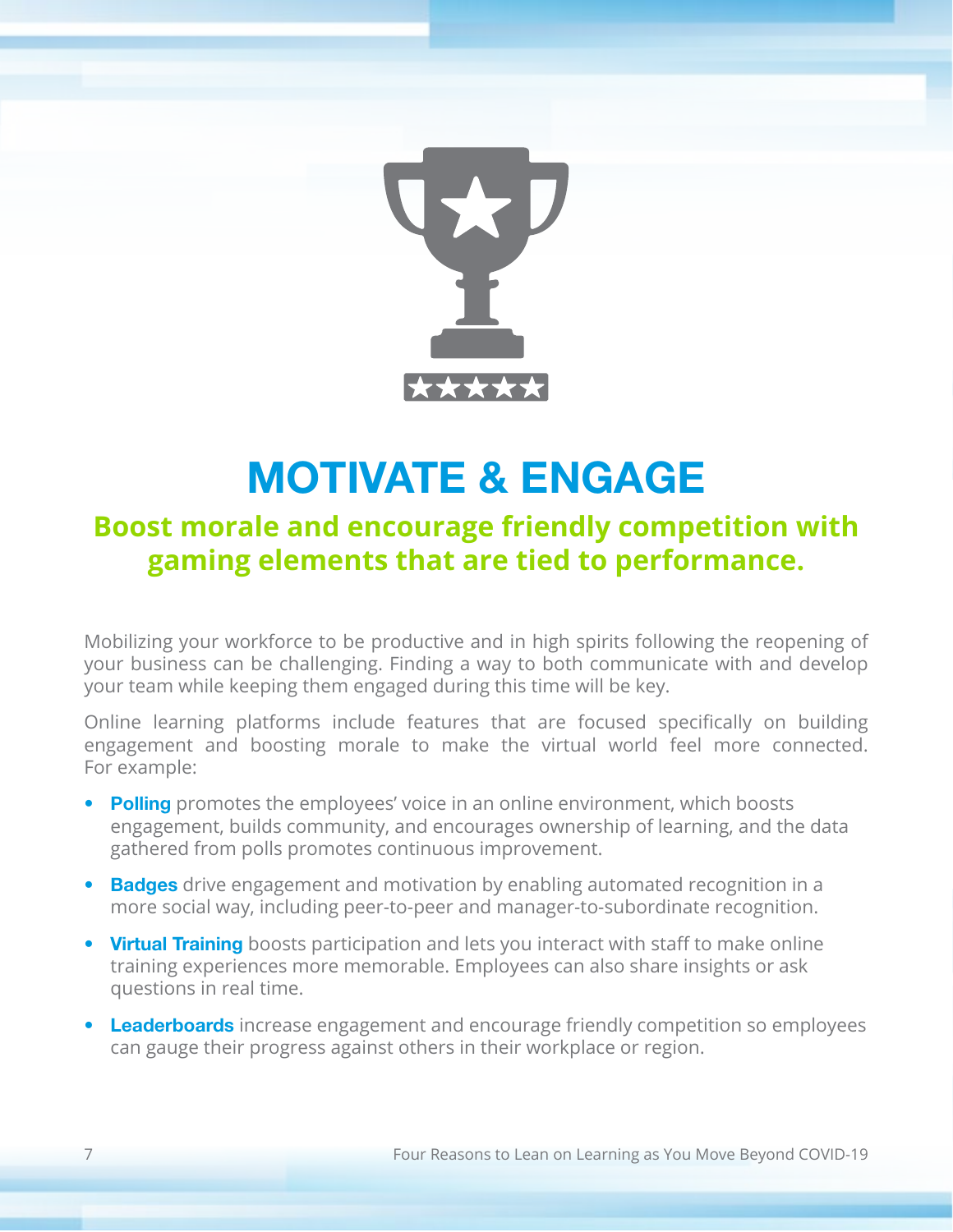# MOTIVATE & ENGAGE

## Boost morale and encourage friendly competition with gaming elements that are tied to performance.

Mobilizing your workforce to be productive and in high spirits following the reopening of your business can be challenging. Finding a way to both communicate with and develop your team while keeping them engaged during this time will be key.

Online learning platforms include features that are focused specifically on building engagement and boosting morale to make the virtual world feel more connected. For example:

- **Polling** promotes the employees' voice in an online environment, which boosts engagement, builds community, and encourages ownership of learning, and the data gathered from polls promotes continuous improvement.
- **Badges** drive engagement and motivation by enabling automated recognition in a more social way, including peer-to-peer and manager-to-subordinate recognition.
- **Virtual Training** boosts participation and lets you interact with staff to make online training experiences more memorable. Employees can also share insights or ask questions in real time.
- **Leaderboards** increase engagement and encourage friendly competition so employees can gauge their progress against others in their workplace or region.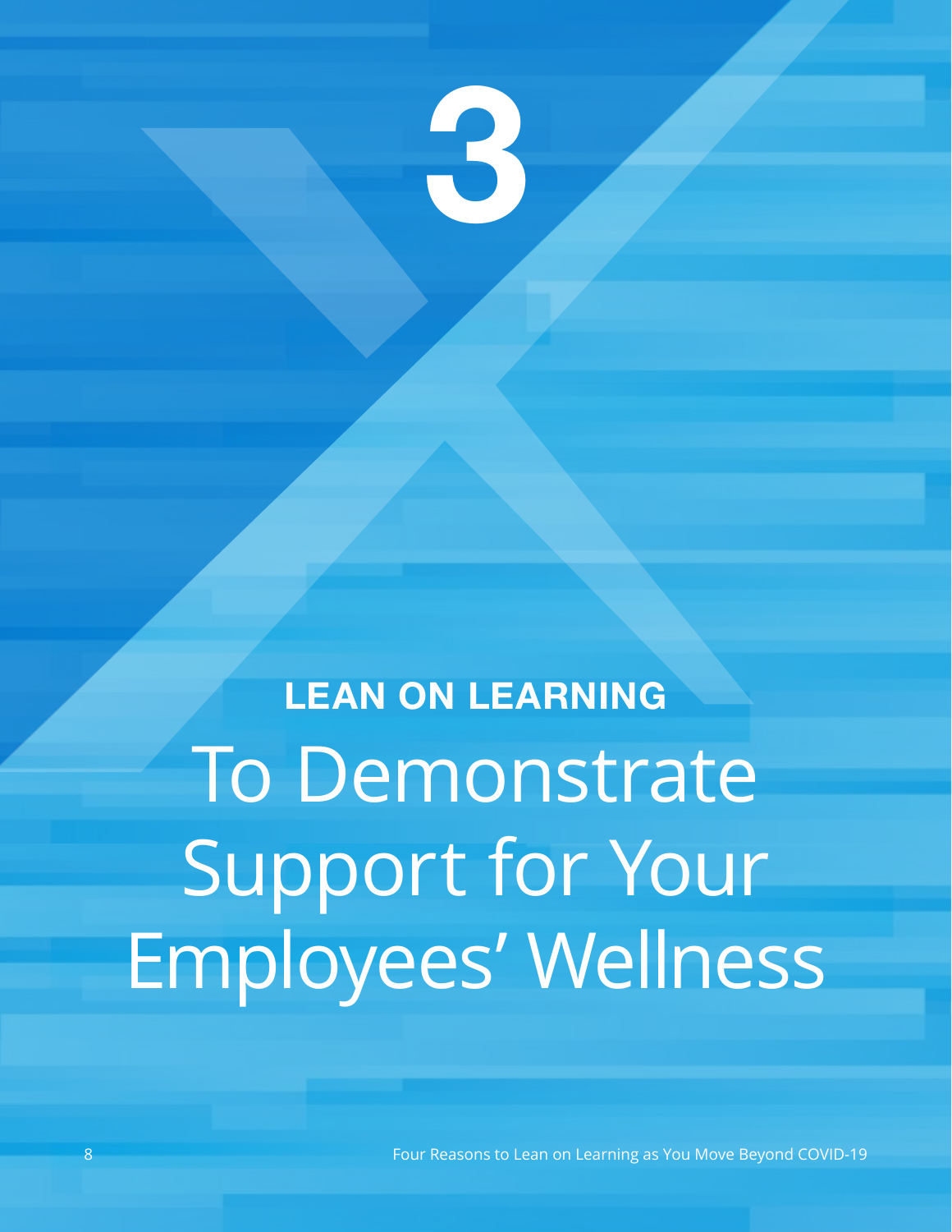# 3

## LEAN ON LEARNING

# To Demonstrate Support for Your Employees' Wellness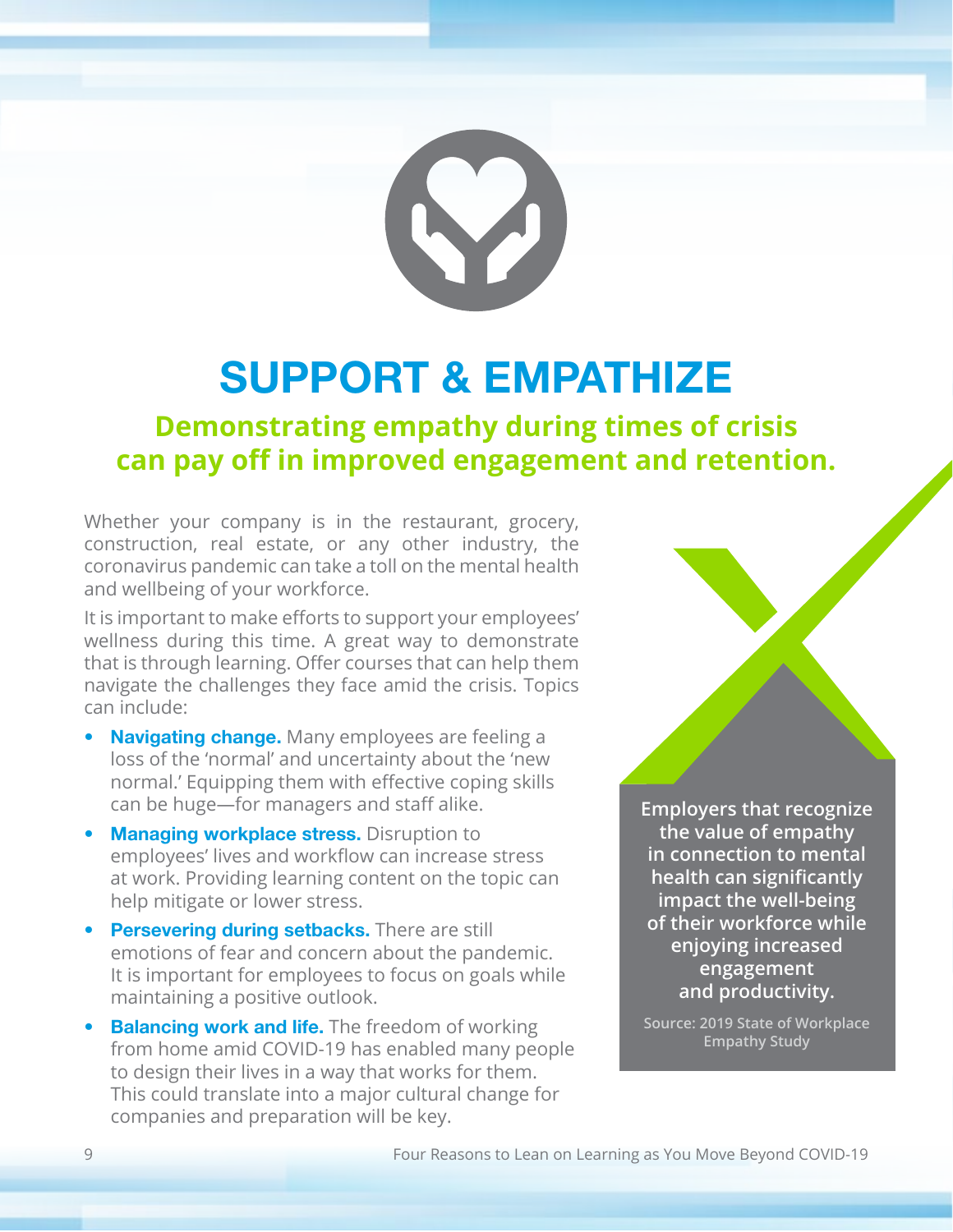# SUPPORT & EMPATHIZE

## Demonstrating empathy during times of crisis can pay off in improved engagement and retention.

Whether your company is in the restaurant, grocery, construction, real estate, or any other industry, the coronavirus pandemic can take a toll on the mental health and wellbeing of your workforce.

It is important to make efforts to support your employees' wellness during this time. A great way to demonstrate that is through learning. Offer courses that can help them navigate the challenges they face amid the crisis. Topics can include:

- **Navigating change.** Many employees are feeling a loss of the 'normal' and uncertainty about the 'new normal.' Equipping them with effective coping skills can be huge—for managers and staff alike.
- **Managing workplace stress.** Disruption to employees' lives and workflow can increase stress at work. Providing learning content on the topic can help mitigate or lower stress.
- **Persevering during setbacks.** There are still emotions of fear and concern about the pandemic. It is important for employees to focus on goals while maintaining a positive outlook.
- **Balancing work and life.** The freedom of working from home amid COVID-19 has enabled many people to design their lives in a way that works for them. This could translate into a major cultural change for companies and preparation will be key.

**Employers that recognize the value of empathy in connection to mental health can significantly impact the well-being of their workforce while enjoying increased engagement and productivity.**

Source: 2019 State of Workplace Empathy Study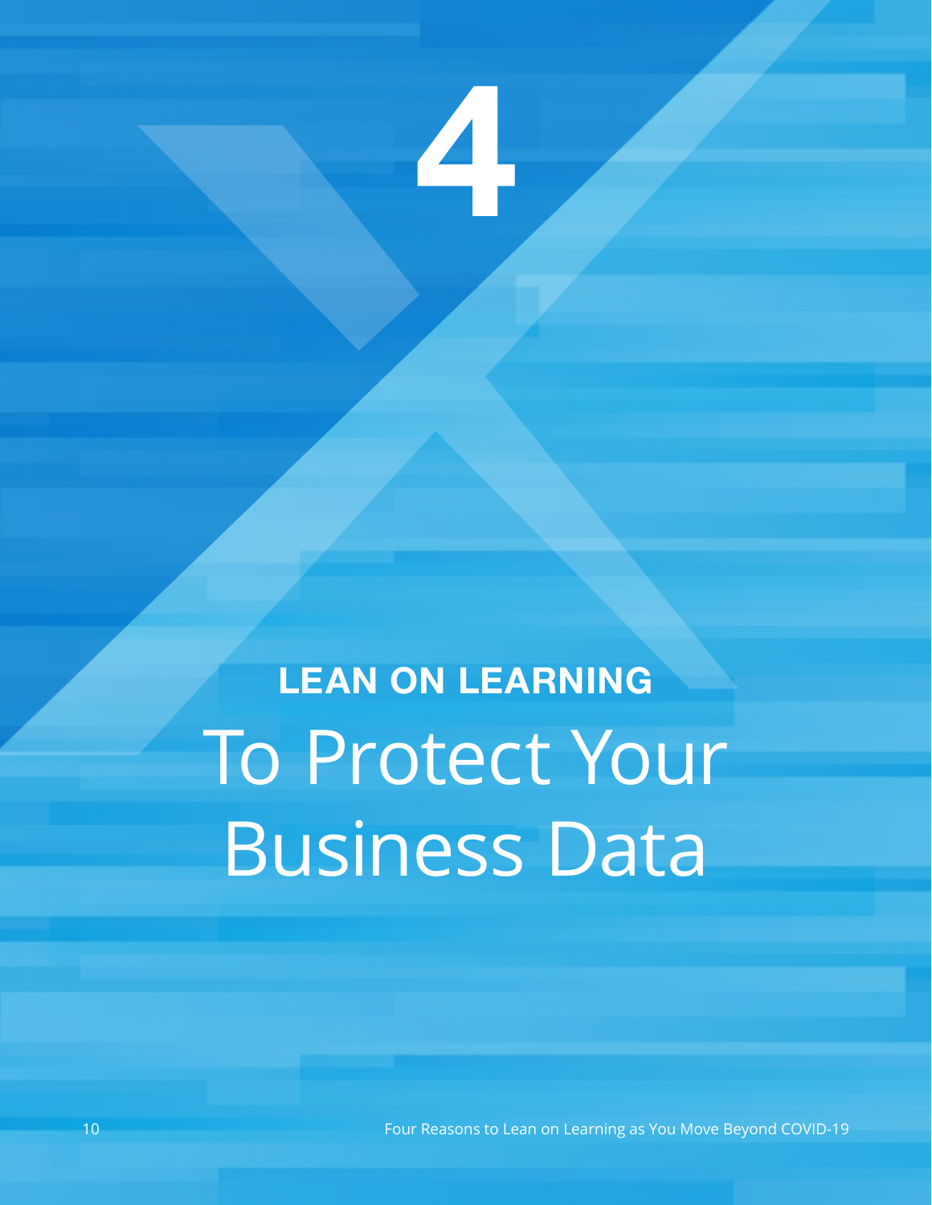# 4

## LEAN ON LEARNING

# To Protect Your Business Data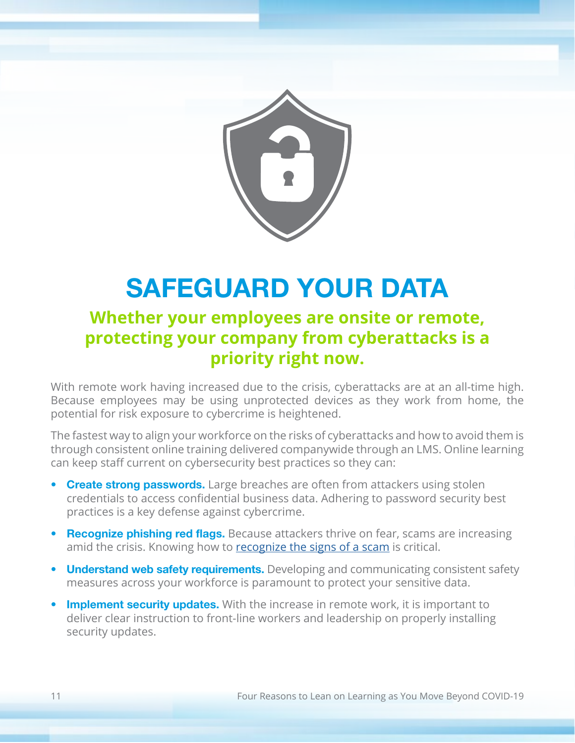# SAFEGUARD YOUR DATA

## Whether your employees are onsite or remote, protecting your company from cyberattacks is a priority right now.

With remote work having increased due to the crisis, cyberattacks are at an all-time high. Because employees may be using unprotected devices as they work from home, the potential for risk exposure to cybercrime is heightened.

The fastest way to align your workforce on the risks of cyberattacks and how to avoid them is through consistent online training delivered companywide through an LMS. Online learning can keep staff current on cybersecurity best practices so they can:

- **Create strong passwords.** Large breaches are often from attackers using stolen credentials to access confidential business data. Adhering to password security best practices is a key defense against cybercrime.
- **Recognize phishing red flags.** Because attackers thrive on fear, scams are increasing amid the crisis. Knowing how to recognize the signs of a scam is critical.
- **Understand web safety requirements.** Developing and communicating consistent safety measures across your workforce is paramount to protect your sensitive data.
- **Implement security updates.** With the increase in remote work, it is important to deliver clear instruction to front-line workers and leadership on properly installing security updates.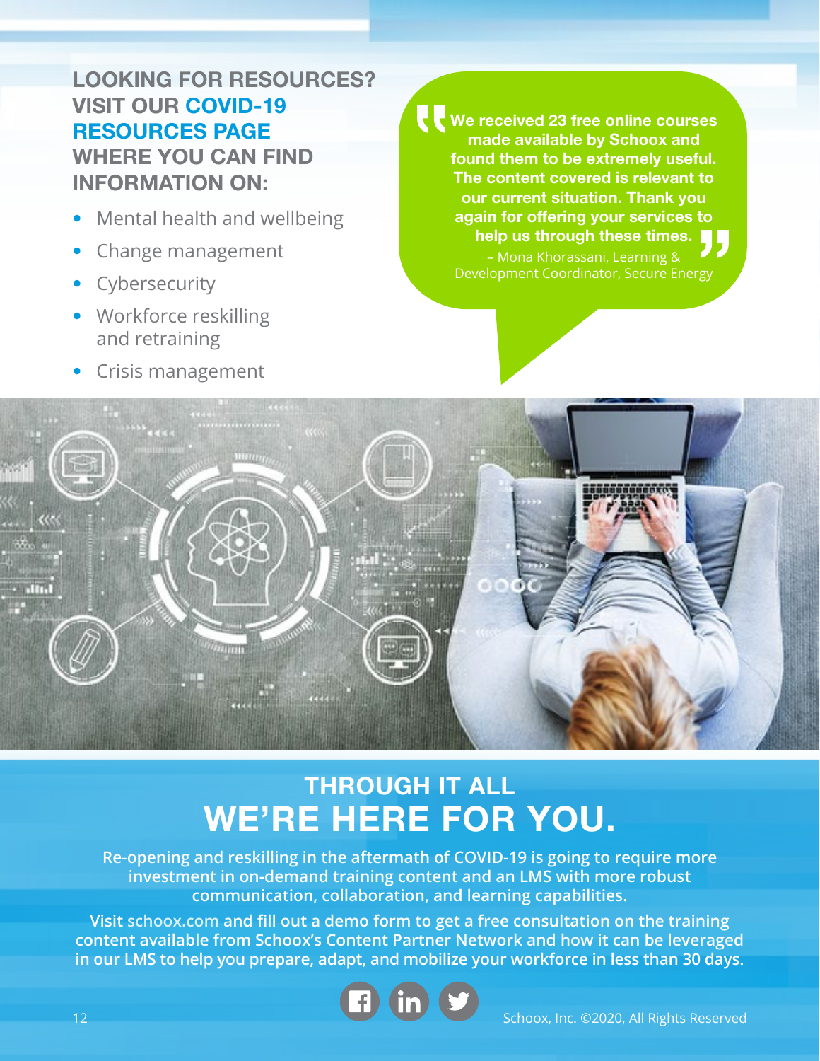## LOOKING FOR RESOURCES? VISIT OUR COVID-19 RESOURCES PAGE WHERE YOU CAN FIND INFORMATION ON:

- Mental health and wellbeing
- Change management
- Cybersecurity
- Workforce reskilling and retraining
- Crisis management

> **"We received 23 free online courses made available by Schoox and found them to be extremely useful. The content covered is relevant to our current situation. Thank you again for offering your services to help us through these times."**
>
> – Mona Khorassani, Learning & Development Coordinator, Secure Energy

## THROUGH IT ALL WE'RE HERE FOR YOU.

**Re-opening and reskilling in the aftermath of COVID-19 is going to require more investment in on-demand training content and an LMS with more robust communication, collaboration, and learning capabilities.**

**Visit schoox.com and fill out a demo form to get a free consultation on the training content available from Schoox's Content Partner Network and how it can be leveraged in our LMS to help you prepare, adapt, and mobilize your workforce in less than 30 days.**

Schoox, Inc. ©2020, All Rights Reserved